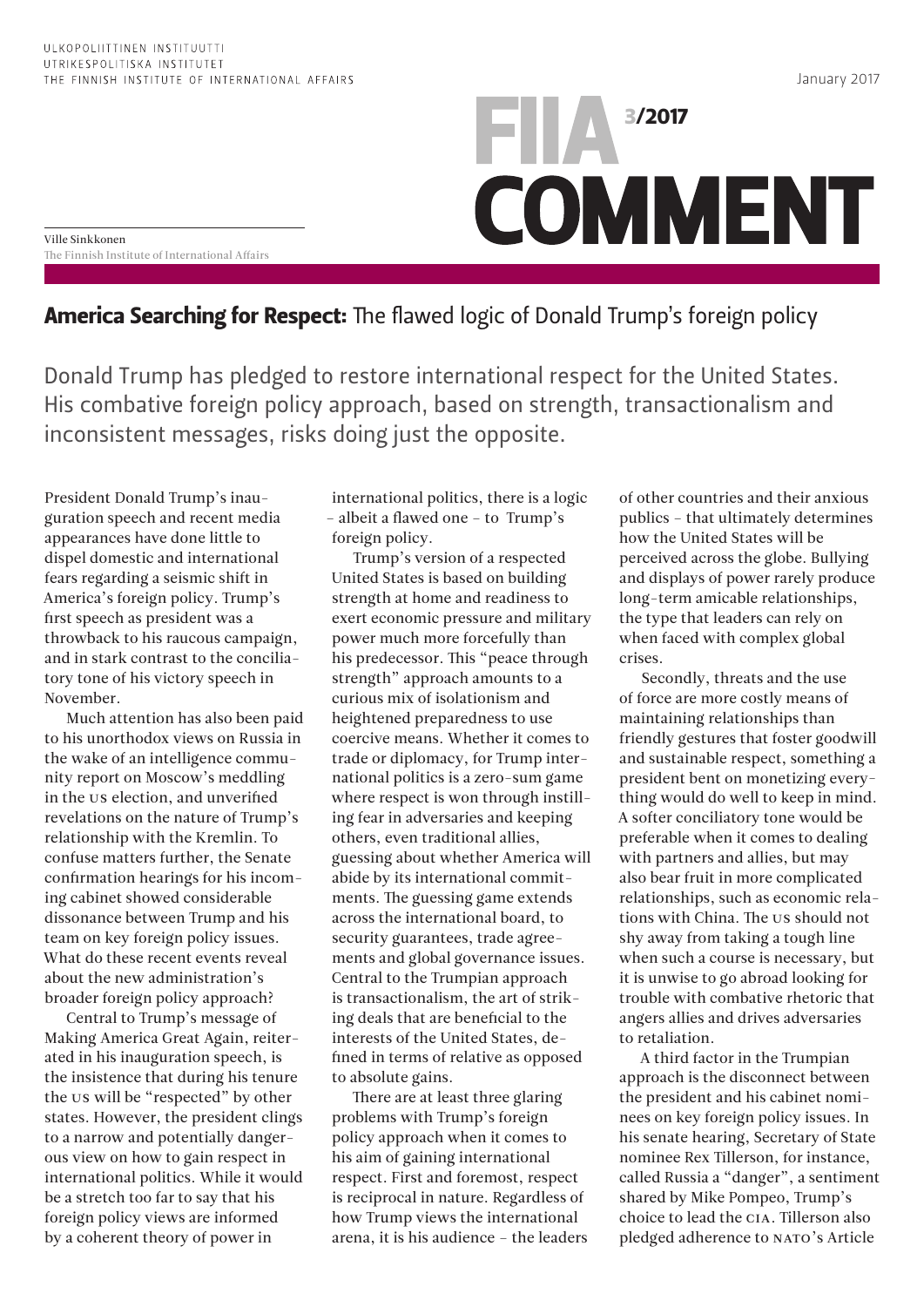ULKOPOLIITTINEN INSTITUUTTI
UTRIKESPOLITISKA INSTITUTET
THE FINNISH INSTITUTE OF INTERNATIONAL AFFAIRS

January 2017

FIIA COMMENT 3/2017

Ville Sinkkonen
The Finnish Institute of International Affairs

# America Searching for Respect: The flawed logic of Donald Trump's foreign policy

Donald Trump has pledged to restore international respect for the United States. His combative foreign policy approach, based on strength, transactionalism and inconsistent messages, risks doing just the opposite.

President Donald Trump's inauguration speech and recent media appearances have done little to dispel domestic and international fears regarding a seismic shift in America's foreign policy. Trump's first speech as president was a throwback to his raucous campaign, and in stark contrast to the conciliatory tone of his victory speech in November.

Much attention has also been paid to his unorthodox views on Russia in the wake of an intelligence community report on Moscow's meddling in the US election, and unverified revelations on the nature of Trump's relationship with the Kremlin. To confuse matters further, the Senate confirmation hearings for his incoming cabinet showed considerable dissonance between Trump and his team on key foreign policy issues. What do these recent events reveal about the new administration's broader foreign policy approach?

Central to Trump's message of Making America Great Again, reiterated in his inauguration speech, is the insistence that during his tenure the US will be "respected" by other states. However, the president clings to a narrow and potentially dangerous view on how to gain respect in international politics. While it would be a stretch too far to say that his foreign policy views are informed by a coherent theory of power in international politics, there is a logic – albeit a flawed one – to Trump's foreign policy.

Trump's version of a respected United States is based on building strength at home and readiness to exert economic pressure and military power much more forcefully than his predecessor. This "peace through strength" approach amounts to a curious mix of isolationism and heightened preparedness to use coercive means. Whether it comes to trade or diplomacy, for Trump international politics is a zero-sum game where respect is won through instilling fear in adversaries and keeping others, even traditional allies, guessing about whether America will abide by its international commitments. The guessing game extends across the international board, to security guarantees, trade agreements and global governance issues. Central to the Trumpian approach is transactionalism, the art of striking deals that are beneficial to the interests of the United States, defined in terms of relative as opposed to absolute gains.

There are at least three glaring problems with Trump's foreign policy approach when it comes to his aim of gaining international respect. First and foremost, respect is reciprocal in nature. Regardless of how Trump views the international arena, it is his audience – the leaders of other countries and their anxious publics – that ultimately determines how the United States will be perceived across the globe. Bullying and displays of power rarely produce long-term amicable relationships, the type that leaders can rely on when faced with complex global crises.

Secondly, threats and the use of force are more costly means of maintaining relationships than friendly gestures that foster goodwill and sustainable respect, something a president bent on monetizing everything would do well to keep in mind. A softer conciliatory tone would be preferable when it comes to dealing with partners and allies, but may also bear fruit in more complicated relationships, such as economic relations with China. The US should not shy away from taking a tough line when such a course is necessary, but it is unwise to go abroad looking for trouble with combative rhetoric that angers allies and drives adversaries to retaliation.

A third factor in the Trumpian approach is the disconnect between the president and his cabinet nominees on key foreign policy issues. In his senate hearing, Secretary of State nominee Rex Tillerson, for instance, called Russia a "danger", a sentiment shared by Mike Pompeo, Trump's choice to lead the CIA. Tillerson also pledged adherence to NATO's Article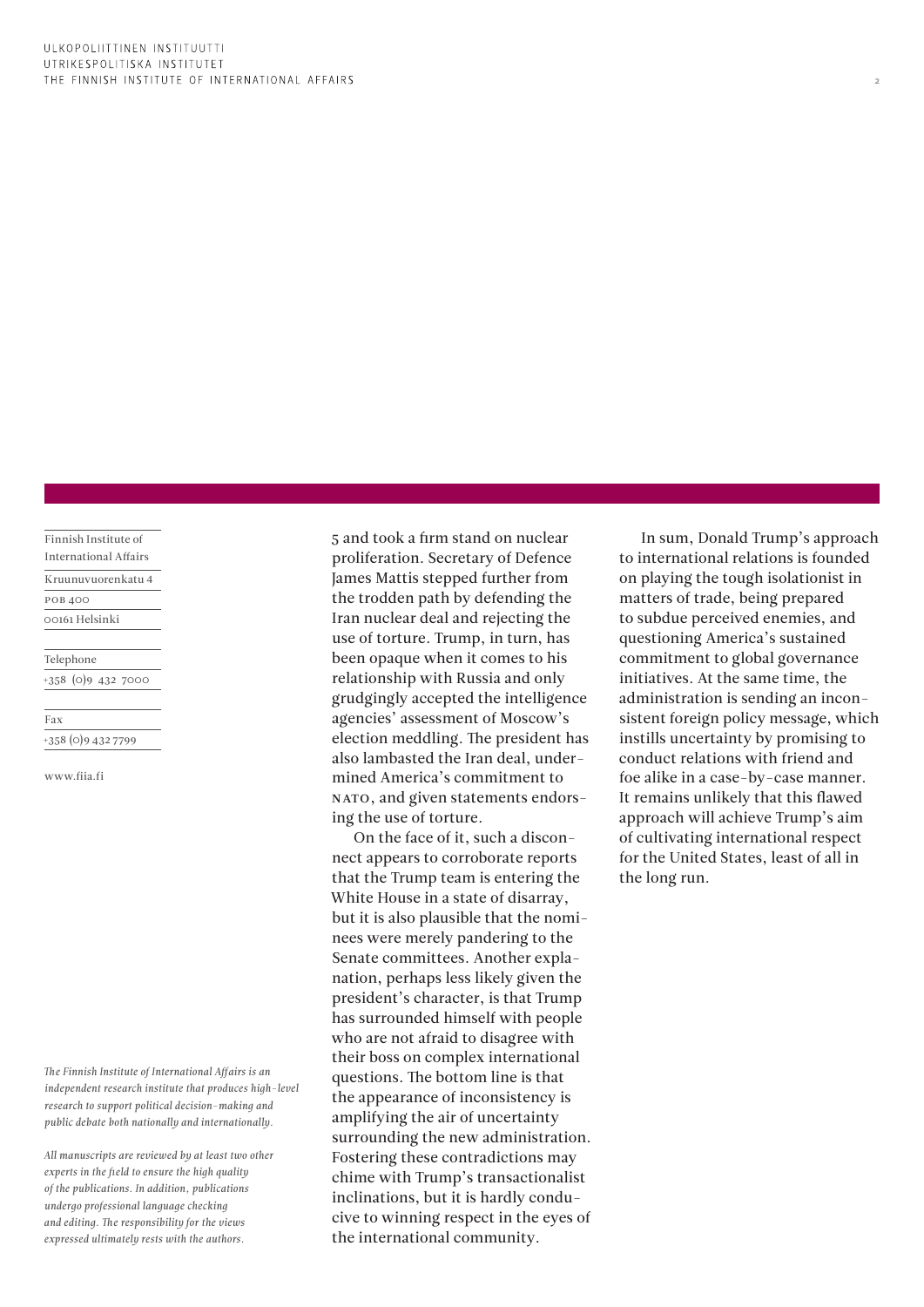5 and took a firm stand on nuclear proliferation. Secretary of Defence James Mattis stepped further from the trodden path by defending the Iran nuclear deal and rejecting the use of torture. Trump, in turn, has been opaque when it comes to his relationship with Russia and only grudgingly accepted the intelligence agencies' assessment of Moscow's election meddling. The president has also lambasted the Iran deal, undermined America's commitment to NATO, and given statements endorsing the use of torture.

On the face of it, such a disconnect appears to corroborate reports that the Trump team is entering the White House in a state of disarray, but it is also plausible that the nominees were merely pandering to the Senate committees. Another explanation, perhaps less likely given the president's character, is that Trump has surrounded himself with people who are not afraid to disagree with their boss on complex international questions. The bottom line is that the appearance of inconsistency is amplifying the air of uncertainty surrounding the new administration. Fostering these contradictions may chime with Trump's transactionalist inclinations, but it is hardly conducive to winning respect in the eyes of the international community.

In sum, Donald Trump's approach to international relations is founded on playing the tough isolationist in matters of trade, being prepared to subdue perceived enemies, and questioning America's sustained commitment to global governance initiatives. At the same time, the administration is sending an inconsistent foreign policy message, which instills uncertainty by promising to conduct relations with friend and foe alike in a case-by-case manner. It remains unlikely that this flawed approach will achieve Trump's aim of cultivating international respect for the United States, least of all in the long run.

Finnish Institute of International Affairs
Kruunuvuorenkatu 4
POB 400
00161 Helsinki

Telephone
+358 (0)9 432 7000

Fax
+358 (0)9 432 7799

www.fiia.fi

*The Finnish Institute of International Affairs is an independent research institute that produces high-level research to support political decision-making and public debate both nationally and internationally.*

*All manuscripts are reviewed by at least two other experts in the field to ensure the high quality of the publications. In addition, publications undergo professional language checking and editing. The responsibility for the views expressed ultimately rests with the authors.*